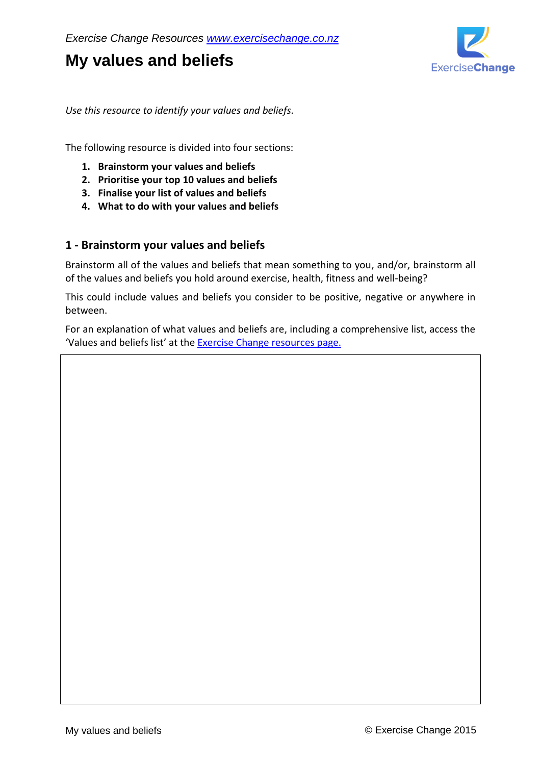*Exercise Change Resources [www.exercisechange.co.nz](http://www.exercisechange.co.nz)*

# My values and beliefs

*Use this resource to identify your values and beliefs.*

The following resource is divided into four sections:

1. **Brainstorm your values and beliefs**
2. **Prioritise your top 10 values and beliefs**
3. **Finalise your list of values and beliefs**
4. **What to do with your values and beliefs**

## 1 - Brainstorm your values and beliefs

Brainstorm all of the values and beliefs that mean something to you, and/or, brainstorm all of the values and beliefs you hold around exercise, health, fitness and well-being?

This could include values and beliefs you consider to be positive, negative or anywhere in between.

For an explanation of what values and beliefs are, including a comprehensive list, access the 'Values and beliefs list' at the Exercise Change resources page.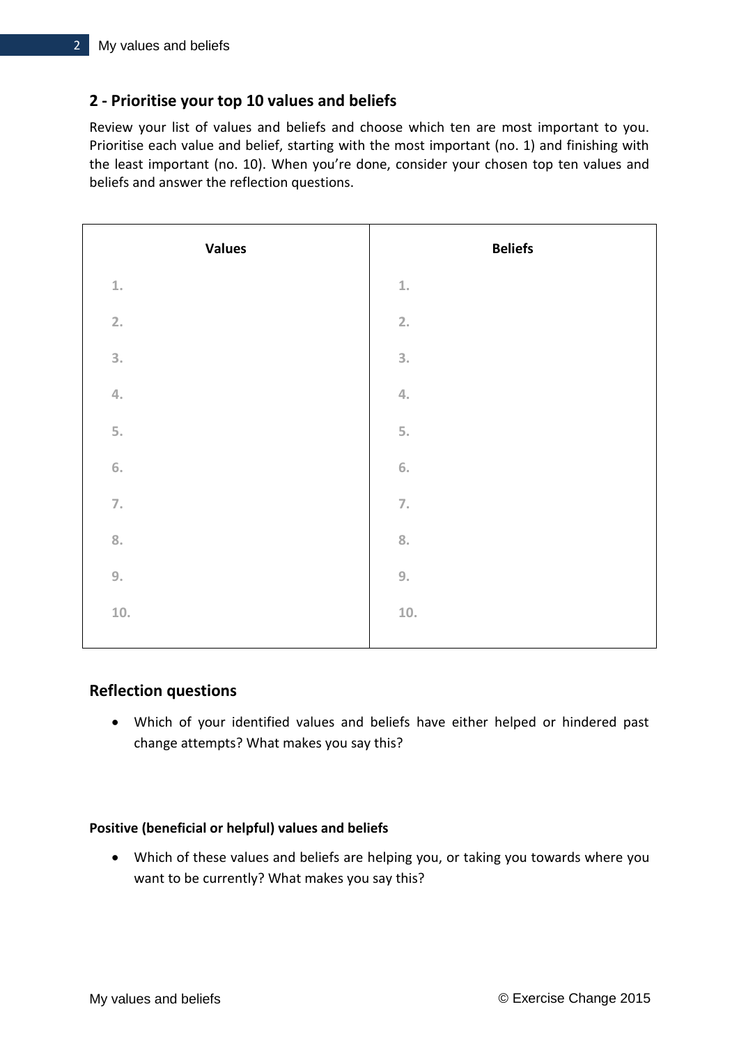## 2 - Prioritise your top 10 values and beliefs

Review your list of values and beliefs and choose which ten are most important to you. Prioritise each value and belief, starting with the most important (no. 1) and finishing with the least important (no. 10). When you're done, consider your chosen top ten values and beliefs and answer the reflection questions.

| Values | Beliefs |
| --- | --- |
| 1. | 1. |
| 2. | 2. |
| 3. | 3. |
| 4. | 4. |
| 5. | 5. |
| 6. | 6. |
| 7. | 7. |
| 8. | 8. |
| 9. | 9. |
| 10. | 10. |

## Reflection questions

- Which of your identified values and beliefs have either helped or hindered past change attempts? What makes you say this?

**Positive (beneficial or helpful) values and beliefs**

- Which of these values and beliefs are helping you, or taking you towards where you want to be currently? What makes you say this?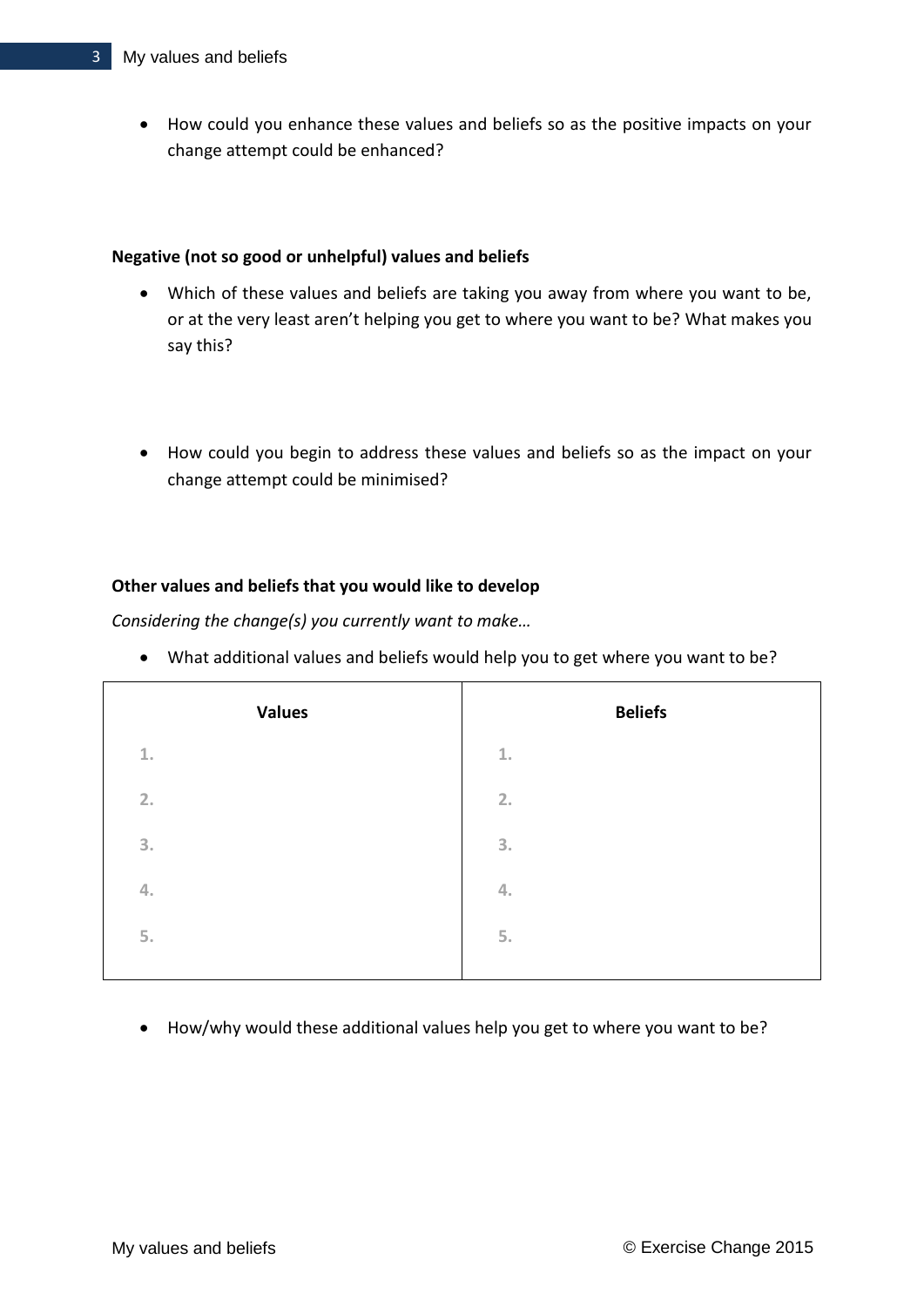- How could you enhance these values and beliefs so as the positive impacts on your change attempt could be enhanced?

**Negative (not so good or unhelpful) values and beliefs**

- Which of these values and beliefs are taking you away from where you want to be, or at the very least aren't helping you get to where you want to be? What makes you say this?

- How could you begin to address these values and beliefs so as the impact on your change attempt could be minimised?

**Other values and beliefs that you would like to develop**

*Considering the change(s) you currently want to make…*

- What additional values and beliefs would help you to get where you want to be?

| Values | Beliefs |
|---|---|
| 1. | 1. |
| 2. | 2. |
| 3. | 3. |
| 4. | 4. |
| 5. | 5. |

- How/why would these additional values help you get to where you want to be?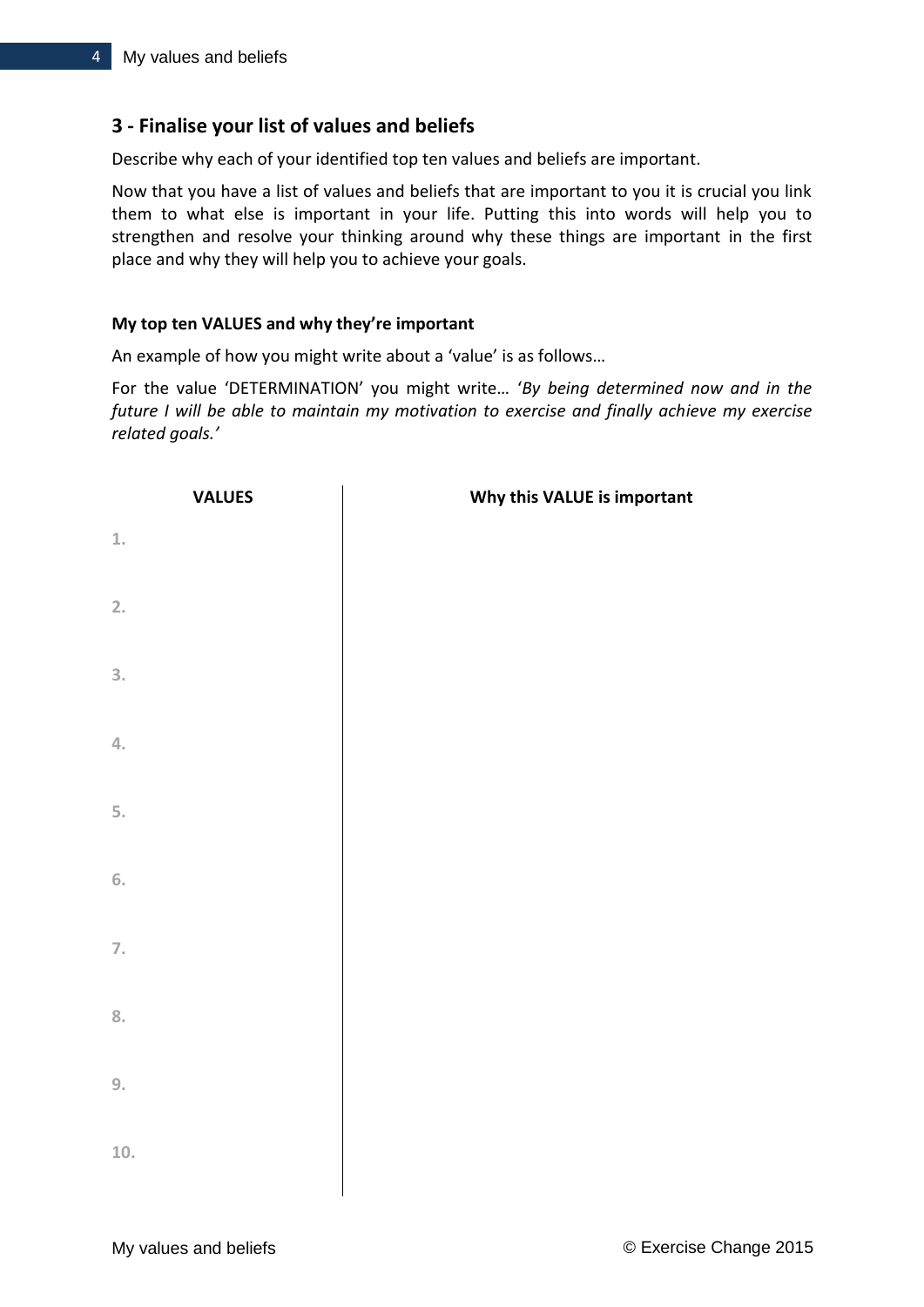## 3 - Finalise your list of values and beliefs

Describe why each of your identified top ten values and beliefs are important.

Now that you have a list of values and beliefs that are important to you it is crucial you link them to what else is important in your life. Putting this into words will help you to strengthen and resolve your thinking around why these things are important in the first place and why they will help you to achieve your goals.

#### My top ten VALUES and why they're important

An example of how you might write about a 'value' is as follows…

For the value 'DETERMINATION' you might write… '*By being determined now and in the future I will be able to maintain my motivation to exercise and finally achieve my exercise related goals.*'

| VALUES | Why this VALUE is important |
|---|---|
| 1. | |
| 2. | |
| 3. | |
| 4. | |
| 5. | |
| 6. | |
| 7. | |
| 8. | |
| 9. | |
| 10. | |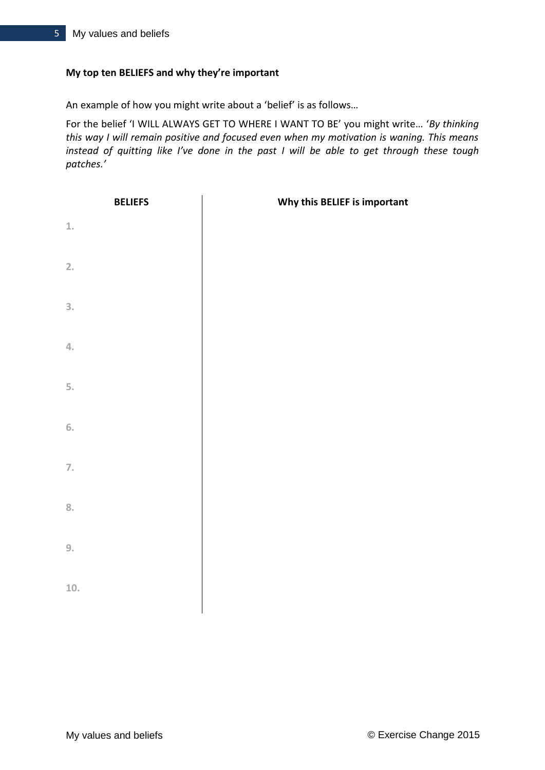**My top ten BELIEFS and why they're important**

An example of how you might write about a 'belief' is as follows…

For the belief 'I WILL ALWAYS GET TO WHERE I WANT TO BE' you might write… '*By thinking this way I will remain positive and focused even when my motivation is waning. This means instead of quitting like I've done in the past I will be able to get through these tough patches.*'

| BELIEFS | Why this BELIEF is important |
|---|---|
| 1. | |
| 2. | |
| 3. | |
| 4. | |
| 5. | |
| 6. | |
| 7. | |
| 8. | |
| 9. | |
| 10. | |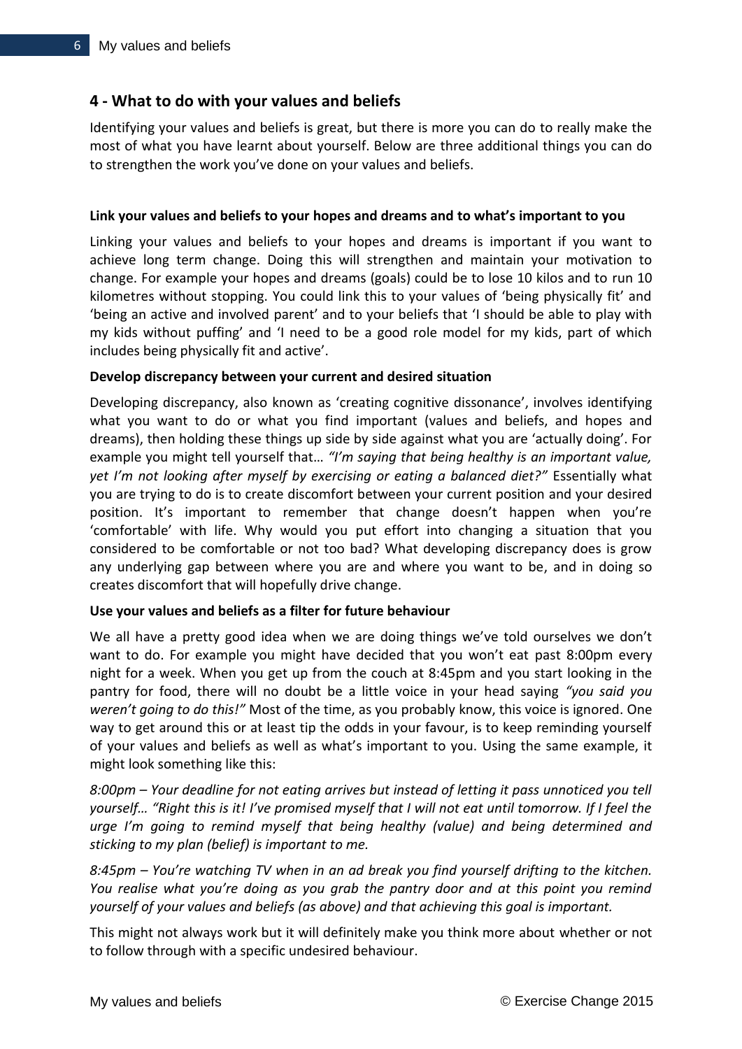## 4 - What to do with your values and beliefs

Identifying your values and beliefs is great, but there is more you can do to really make the most of what you have learnt about yourself. Below are three additional things you can do to strengthen the work you've done on your values and beliefs.

**Link your values and beliefs to your hopes and dreams and to what's important to you**

Linking your values and beliefs to your hopes and dreams is important if you want to achieve long term change. Doing this will strengthen and maintain your motivation to change. For example your hopes and dreams (goals) could be to lose 10 kilos and to run 10 kilometres without stopping. You could link this to your values of 'being physically fit' and 'being an active and involved parent' and to your beliefs that 'I should be able to play with my kids without puffing' and 'I need to be a good role model for my kids, part of which includes being physically fit and active'.

**Develop discrepancy between your current and desired situation**

Developing discrepancy, also known as 'creating cognitive dissonance', involves identifying what you want to do or what you find important (values and beliefs, and hopes and dreams), then holding these things up side by side against what you are 'actually doing'. For example you might tell yourself that… *"I'm saying that being healthy is an important value, yet I'm not looking after myself by exercising or eating a balanced diet?"* Essentially what you are trying to do is to create discomfort between your current position and your desired position. It's important to remember that change doesn't happen when you're 'comfortable' with life. Why would you put effort into changing a situation that you considered to be comfortable or not too bad? What developing discrepancy does is grow any underlying gap between where you are and where you want to be, and in doing so creates discomfort that will hopefully drive change.

**Use your values and beliefs as a filter for future behaviour**

We all have a pretty good idea when we are doing things we've told ourselves we don't want to do. For example you might have decided that you won't eat past 8:00pm every night for a week. When you get up from the couch at 8:45pm and you start looking in the pantry for food, there will no doubt be a little voice in your head saying *"you said you weren't going to do this!"* Most of the time, as you probably know, this voice is ignored. One way to get around this or at least tip the odds in your favour, is to keep reminding yourself of your values and beliefs as well as what's important to you. Using the same example, it might look something like this:

*8:00pm – Your deadline for not eating arrives but instead of letting it pass unnoticed you tell yourself… "Right this is it! I've promised myself that I will not eat until tomorrow. If I feel the urge I'm going to remind myself that being healthy (value) and being determined and sticking to my plan (belief) is important to me.*

*8:45pm – You're watching TV when in an ad break you find yourself drifting to the kitchen. You realise what you're doing as you grab the pantry door and at this point you remind yourself of your values and beliefs (as above) and that achieving this goal is important.*

This might not always work but it will definitely make you think more about whether or not to follow through with a specific undesired behaviour.